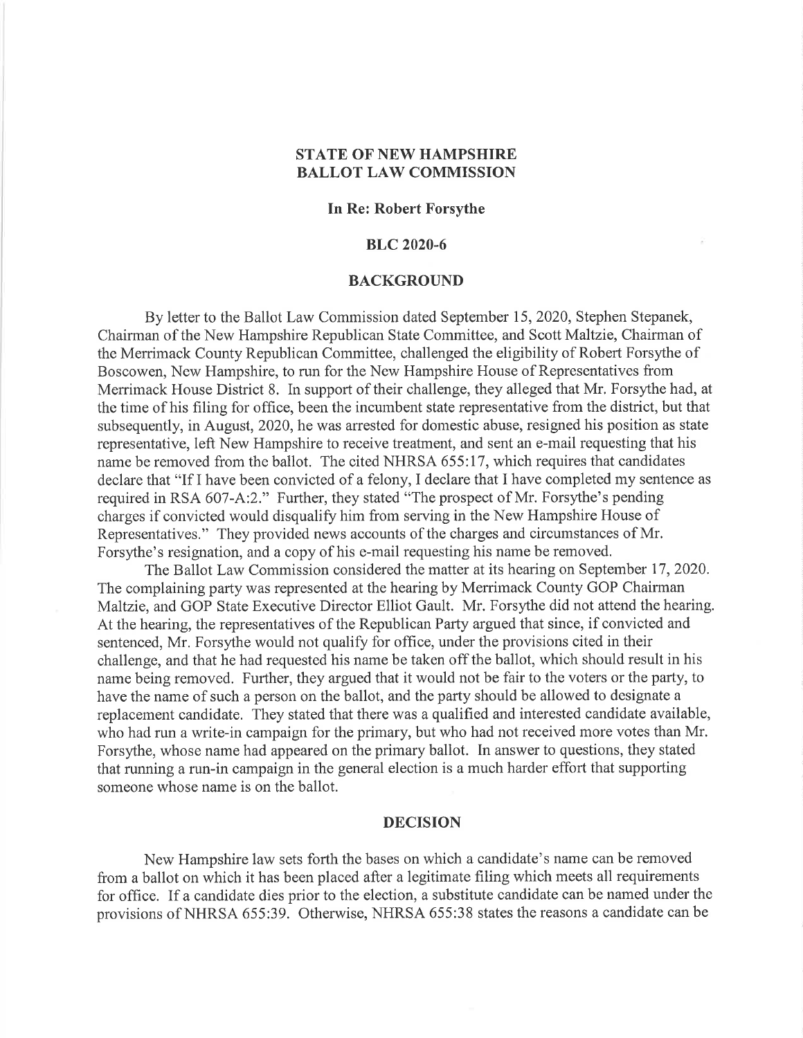# STATE OF NEW HAMPSHIRE
# BALLOT LAW COMMISSION

### In Re: Robert Forsythe

### BLC 2020-6

## BACKGROUND

By letter to the Ballot Law Commission dated September 15, 2020, Stephen Stepanek, Chairman of the New Hampshire Republican State Committee, and Scott Maltzie, Chairman of the Merrimack County Republican Committee, challenged the eligibility of Robert Forsythe of Boscowen, New Hampshire, to run for the New Hampshire House of Representatives from Merrimack House District 8. In support of their challenge, they alleged that Mr. Forsythe had, at the time of his filing for office, been the incumbent state representative from the district, but that subsequently, in August, 2020, he was arrested for domestic abuse, resigned his position as state representative, left New Hampshire to receive treatment, and sent an e-mail requesting that his name be removed from the ballot. The cited NHRSA 655:17, which requires that candidates declare that "If I have been convicted of a felony, I declare that I have completed my sentence as required in RSA 607-A:2." Further, they stated "The prospect of Mr. Forsythe's pending charges if convicted would disqualify him from serving in the New Hampshire House of Representatives." They provided news accounts of the charges and circumstances of Mr. Forsythe's resignation, and a copy of his e-mail requesting his name be removed.

The Ballot Law Commission considered the matter at its hearing on September 17, 2020. The complaining party was represented at the hearing by Merrimack County GOP Chairman Maltzie, and GOP State Executive Director Elliot Gault. Mr. Forsythe did not attend the hearing. At the hearing, the representatives of the Republican Party argued that since, if convicted and sentenced, Mr. Forsythe would not qualify for office, under the provisions cited in their challenge, and that he had requested his name be taken off the ballot, which should result in his name being removed. Further, they argued that it would not be fair to the voters or the party, to have the name of such a person on the ballot, and the party should be allowed to designate a replacement candidate. They stated that there was a qualified and interested candidate available, who had run a write-in campaign for the primary, but who had not received more votes than Mr. Forsythe, whose name had appeared on the primary ballot. In answer to questions, they stated that running a run-in campaign in the general election is a much harder effort that supporting someone whose name is on the ballot.

## DECISION

New Hampshire law sets forth the bases on which a candidate's name can be removed from a ballot on which it has been placed after a legitimate filing which meets all requirements for office. If a candidate dies prior to the election, a substitute candidate can be named under the provisions of NHRSA 655:39. Otherwise, NHRSA 655:38 states the reasons a candidate can be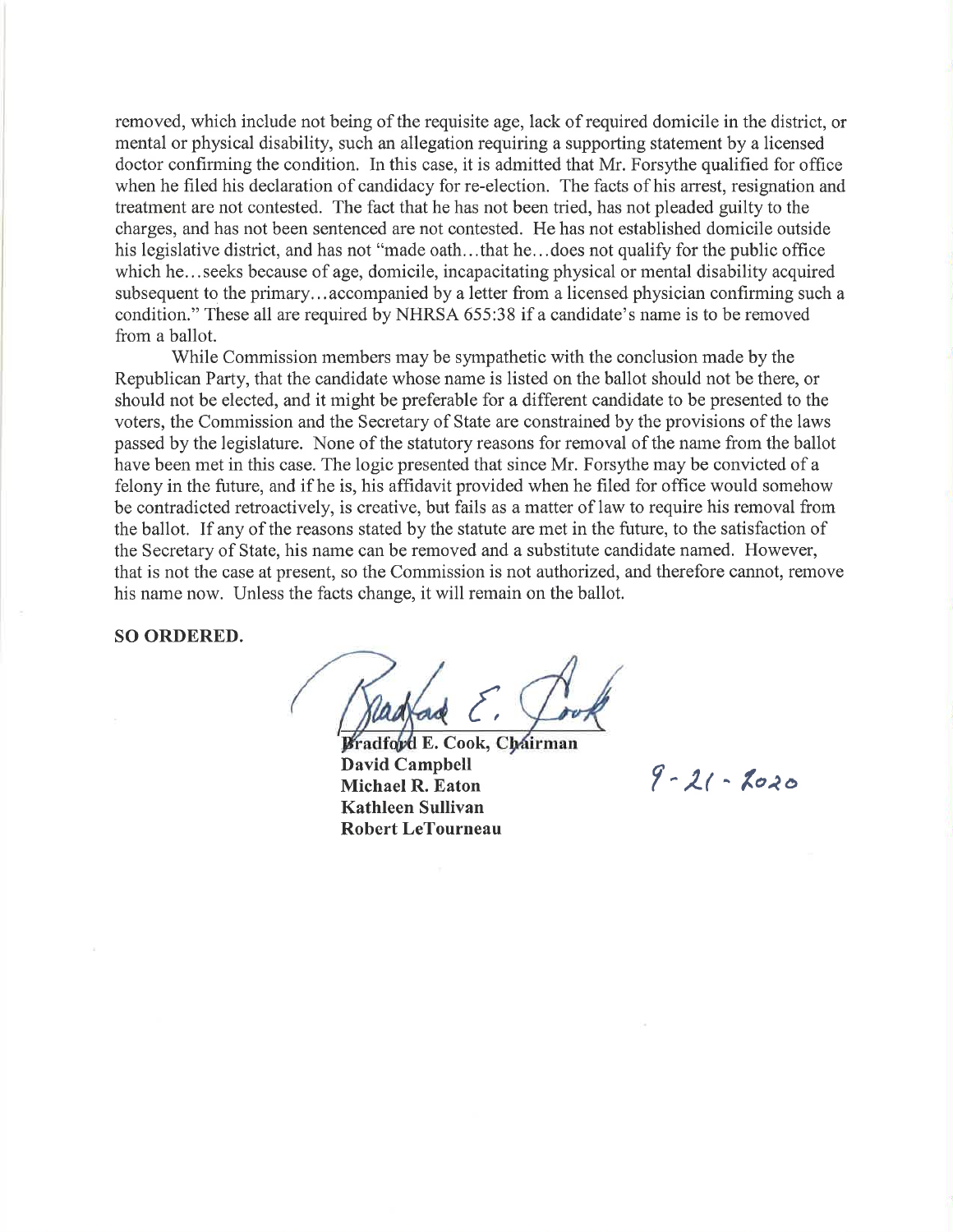removed, which include not being of the requisite age, lack of required domicile in the district, or mental or physical disability, such an allegation requiring a supporting statement by a licensed doctor confirming the condition. In this case, it is admitted that Mr. Forsythe qualified for office when he filed his declaration of candidacy for re-election. The facts of his arrest, resignation and treatment are not contested. The fact that he has not been tried, has not pleaded guilty to the charges, and has not been sentenced are not contested. He has not established domicile outside his legislative district, and has not "made oath…that he…does not qualify for the public office which he…seeks because of age, domicile, incapacitating physical or mental disability acquired subsequent to the primary…accompanied by a letter from a licensed physician confirming such a condition." These all are required by NHRSA 655:38 if a candidate's name is to be removed from a ballot.

While Commission members may be sympathetic with the conclusion made by the Republican Party, that the candidate whose name is listed on the ballot should not be there, or should not be elected, and it might be preferable for a different candidate to be presented to the voters, the Commission and the Secretary of State are constrained by the provisions of the laws passed by the legislature. None of the statutory reasons for removal of the name from the ballot have been met in this case. The logic presented that since Mr. Forsythe may be convicted of a felony in the future, and if he is, his affidavit provided when he filed for office would somehow be contradicted retroactively, is creative, but fails as a matter of law to require his removal from the ballot. If any of the reasons stated by the statute are met in the future, to the satisfaction of the Secretary of State, his name can be removed and a substitute candidate named. However, that is not the case at present, so the Commission is not authorized, and therefore cannot, remove his name now. Unless the facts change, it will remain on the ballot.

**SO ORDERED.**

Bradford E. Cook

**Bradford E. Cook, Chairman**
**David Campbell**
**Michael R. Eaton**
**Kathleen Sullivan**
**Robert LeTourneau**

9-21-2020